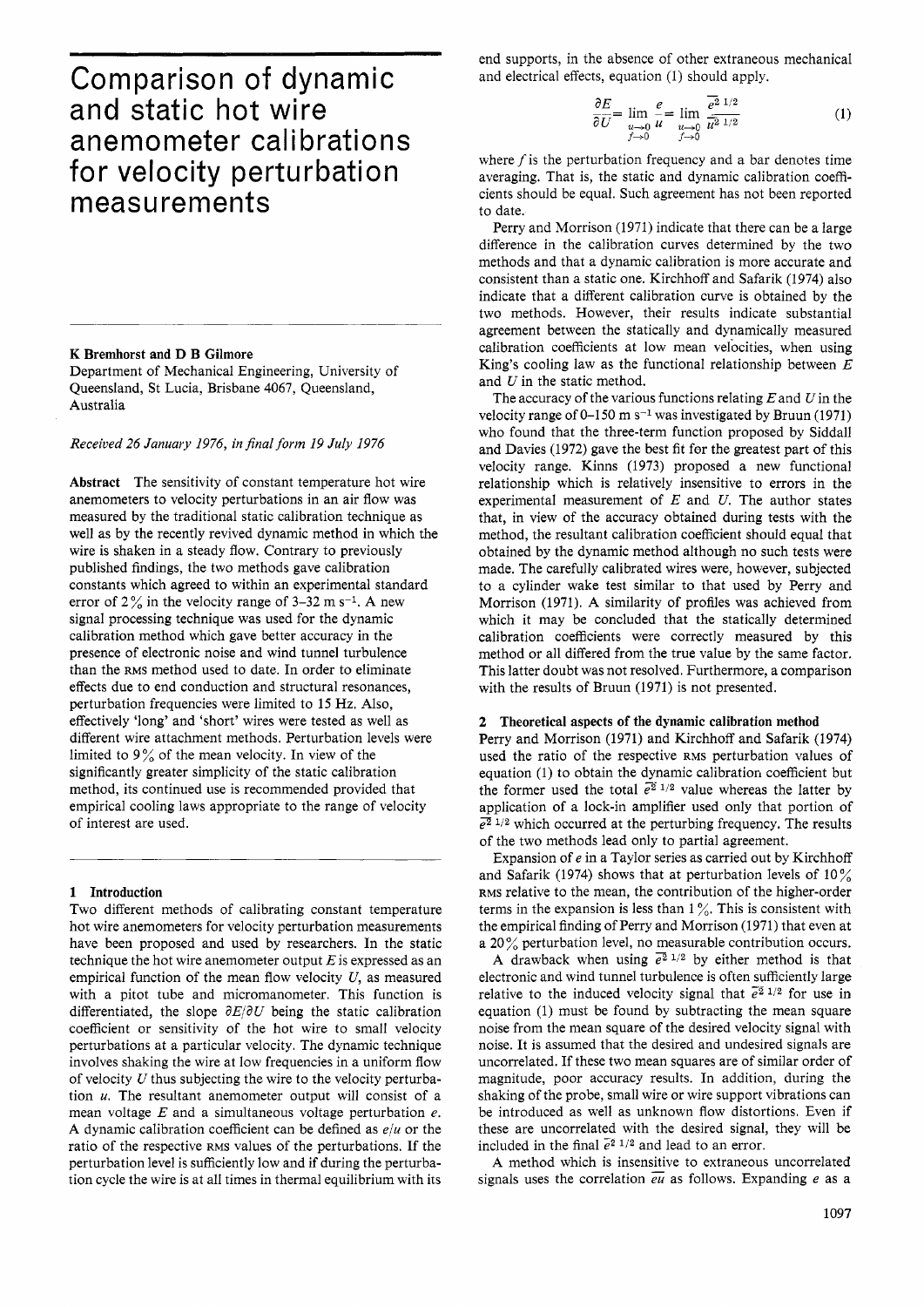# Comparison of dynamic and static hot wire anemometer calibrations for velocity perturbation measurements

**K Bremhorst and D B Gilmore**

Department of Mechanical Engineering, University of Queensland, St Lucia, Brisbane 4067, Queensland, Australia

*Received 26 January 1976, in final form 19 July 1976*

**Abstract** The sensitivity of constant temperature hot wire anemometers to velocity perturbations in an air flow was measured by the traditional static calibration technique as well as by the recently revived dynamic method in which the wire is shaken in a steady flow. Contrary to previously published findings, the two methods gave calibration constants which agreed to within an experimental standard error of 2% in the velocity range of 3–32 m s$^{-1}$. A new signal processing technique was used for the dynamic calibration method which gave better accuracy in the presence of electronic noise and wind tunnel turbulence than the RMS method used to date. In order to eliminate effects due to end conduction and structural resonances, perturbation frequencies were limited to 15 Hz. Also, effectively 'long' and 'short' wires were tested as well as different wire attachment methods. Perturbation levels were limited to 9% of the mean velocity. In view of the significantly greater simplicity of the static calibration method, its continued use is recommended provided that empirical cooling laws appropriate to the range of velocity of interest are used.

## 1 Introduction

Two different methods of calibrating constant temperature hot wire anemometers for velocity perturbation measurements have been proposed and used by researchers. In the static technique the hot wire anemometer output $E$ is expressed as an empirical function of the mean flow velocity $U$, as measured with a pitot tube and micromanometer. This function is differentiated, the slope $\partial E/\partial U$ being the static calibration coefficient or sensitivity of the hot wire to small velocity perturbations at a particular velocity. The dynamic technique involves shaking the wire at low frequencies in a uniform flow of velocity $U$ thus subjecting the wire to the velocity perturbation $u$. The resultant anemometer output will consist of a mean voltage $E$ and a simultaneous voltage perturbation $e$. A dynamic calibration coefficient can be defined as $e/u$ or the ratio of the respective RMS values of the perturbations. If the perturbation level is sufficiently low and if during the perturbation cycle the wire is at all times in thermal equilibrium with its end supports, in the absence of other extraneous mechanical and electrical effects, equation (1) should apply.

$$\frac{\partial E}{\partial U} = \lim_{\substack{u \to 0 \\ f \to 0}} \frac{e}{u} = \lim_{\substack{u \to 0 \\ f \to 0}} \frac{\overline{e^2}^{1/2}}{\overline{u^2}^{1/2}} \tag{1}$$

where $f$ is the perturbation frequency and a bar denotes time averaging. That is, the static and dynamic calibration coefficients should be equal. Such agreement has not been reported to date.

Perry and Morrison (1971) indicate that there can be a large difference in the calibration curves determined by the two methods and that a dynamic calibration is more accurate and consistent than a static one. Kirchhoff and Safarik (1974) also indicate that a different calibration curve is obtained by the two methods. However, their results indicate substantial agreement between the statically and dynamically measured calibration coefficients at low mean velocities, when using King's cooling law as the functional relationship between $E$ and $U$ in the static method.

The accuracy of the various functions relating $E$ and $U$ in the velocity range of 0–150 m s$^{-1}$ was investigated by Bruun (1971) who found that the three-term function proposed by Siddall and Davies (1972) gave the best fit for the greatest part of this velocity range. Kinns (1973) proposed a new functional relationship which is relatively insensitive to errors in the experimental measurement of $E$ and $U$. The author states that, in view of the accuracy obtained during tests with the method, the resultant calibration coefficient should equal that obtained by the dynamic method although no such tests were made. The carefully calibrated wires were, however, subjected to a cylinder wake test similar to that used by Perry and Morrison (1971). A similarity of profiles was achieved from which it may be concluded that the statically determined calibration coefficients were correctly measured by this method or all differed from the true value by the same factor. This latter doubt was not resolved. Furthermore, a comparison with the results of Bruun (1971) is not presented.

## 2 Theoretical aspects of the dynamic calibration method

Perry and Morrison (1971) and Kirchhoff and Safarik (1974) used the ratio of the respective RMS perturbation values of equation (1) to obtain the dynamic calibration coefficient but the former used the total $\overline{e^2}^{1/2}$ value whereas the latter by application of a lock-in amplifier used only that portion of $\overline{e^2}^{1/2}$ which occurred at the perturbing frequency. The results of the two methods lead only to partial agreement.

Expansion of $e$ in a Taylor series as carried out by Kirchhoff and Safarik (1974) shows that at perturbation levels of 10% RMS relative to the mean, the contribution of the higher-order terms in the expansion is less than 1%. This is consistent with the empirical finding of Perry and Morrison (1971) that even at a 20% perturbation level, no measurable contribution occurs.

A drawback when using $\overline{e^2}^{1/2}$ by either method is that electronic and wind tunnel turbulence is often sufficiently large relative to the induced velocity signal that $\overline{e^2}^{1/2}$ for use in equation (1) must be found by subtracting the mean square noise from the mean square of the desired velocity signal with noise. It is assumed that the desired and undesired signals are uncorrelated. If these two mean squares are of similar order of magnitude, poor accuracy results. In addition, during the shaking of the probe, small wire or wire support vibrations can be introduced as well as unknown flow distortions. Even if these are uncorrelated with the desired signal, they will be included in the final $\overline{e^2}^{1/2}$ and lead to an error.

A method which is insensitive to extraneous uncorrelated signals uses the correlation $\overline{eu}$ as follows. Expanding $e$ as a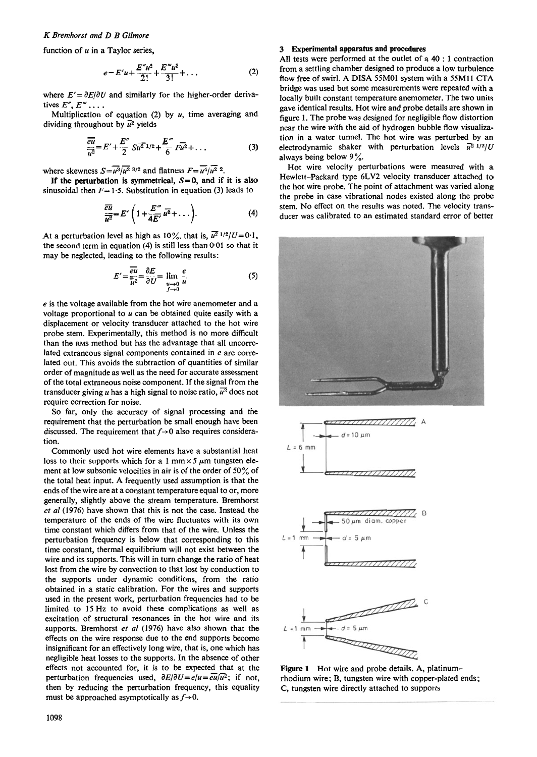function of $u$ in a Taylor series,

$$e = E'u + \frac{E''u^2}{2!} + \frac{E'''u^3}{3!} + \ldots \tag{2}$$

where $E' = \partial E/\partial U$ and similarly for the higher-order derivatives $E''$, $E'''$ ....

Multiplication of equation (2) by $u$, time averaging and dividing throughout by $\overline{u^2}$ yields

$$\frac{\overline{eu}}{\overline{u^2}} = E' + \frac{E''}{2} S\overline{u^2}^{1/2} + \frac{E'''}{6} F\overline{u^2} + \ldots \tag{3}$$

where skewness $S = \overline{u^3}/\overline{u^2}^{3/2}$ and flatness $F = \overline{u^4}/\overline{u^2}^2$.

**If the perturbation is symmetrical,** $S=0$, and if it is also sinusoidal then $F=1.5$. Substitution in equation (3) leads to

$$\frac{\overline{eu}}{\overline{u^2}} = E'\left(1 + \frac{E'''}{4E'}\overline{u^2} + \ldots\right). \tag{4}$$

At a perturbation level as high as 10%, that is, $\overline{u^2}^{1/2}/U = 0.1$, the second term in equation (4) is still less than 0.01 so that it may be neglected, leading to the following results:

$$E' = \frac{\overline{eu}}{\overline{u^2}} = \frac{\partial E}{\partial U} = \lim_{\substack{u\to 0\\ f\to 0}} \frac{e}{u}. \tag{5}$$

$e$ is the voltage available from the hot wire anemometer and a voltage proportional to $u$ can be obtained quite easily with a displacement or velocity transducer attached to the hot wire probe stem. Experimentally, this method is no more difficult than the RMS method but has the advantage that all uncorrelated extraneous signal components contained in $e$ are correlated out. This avoids the subtraction of quantities of similar order of magnitude as well as the need for accurate assessment of the total extraneous noise component. If the signal from the transducer giving $u$ has a high signal to noise ratio, $\overline{u^2}$ does not require correction for noise.

So far, only the accuracy of signal processing and the requirement that the perturbation be small enough have been discussed. The requirement that $f\to 0$ also requires consideration.

Commonly used hot wire elements have a substantial heat loss to their supports which for a 1 mm × 5 μm tungsten element at low subsonic velocities in air is of the order of 50% of the total heat input. A frequently used assumption is that the ends of the wire are at a constant temperature equal to or, more generally, slightly above the stream temperature. Bremhorst *et al* (1976) have shown that this is not the case. Instead the temperature of the ends of the wire fluctuates with its own time constant which differs from that of the wire. Unless the perturbation frequency is below that corresponding to this time constant, thermal equilibrium will not exist between the wire and its supports. This will in turn change the ratio of heat lost from the wire by convection to that lost by conduction to the supports under dynamic conditions, from the ratio obtained in a static calibration. For the wires and supports used in the present work, perturbation frequencies had to be limited to 15 Hz to avoid these complications as well as excitation of structural resonances in the hot wire and its supports. Bremhorst *et al* (1976) have also shown that the effects on the wire response due to the end supports become insignificant for an effectively long wire, that is, one which has negligible heat losses to the supports. In the absence of other effects not accounted for, it is to be expected that at the perturbation frequencies used, $\partial E/\partial U = e/u = \overline{eu}/\overline{u^2}$; if not, then by reducing the perturbation frequency, this equality must be approached asymptotically as $f\to 0$.

### 3 Experimental apparatus and procedures

All tests were performed at the outlet of a 40 : 1 contraction from a settling chamber designed to produce a low turbulence flow free of swirl. A DISA 55M01 system with a 55M11 CTA bridge was used but some measurements were repeated with a locally built constant temperature anemometer. The two units gave identical results. Hot wire and probe details are shown in figure 1. The probe was designed for negligible flow distortion near the wire with the aid of hydrogen bubble flow visualization in a water tunnel. The hot wire was perturbed by an electrodynamic shaker with perturbation levels $\overline{u^2}^{1/2}/U$ always being below 9%.

Hot wire velocity perturbations were measured with a Hewlett-Packard type 6LV2 velocity transducer attached to the hot wire probe. The point of attachment was varied along the probe in case vibrational nodes existed along the probe stem. No effect on the results was noted. The velocity transducer was calibrated to an estimated standard error of better

**Figure 1** Hot wire and probe details. A, platinum-rhodium wire; B, tungsten wire with copper-plated ends; C, tungsten wire directly attached to supports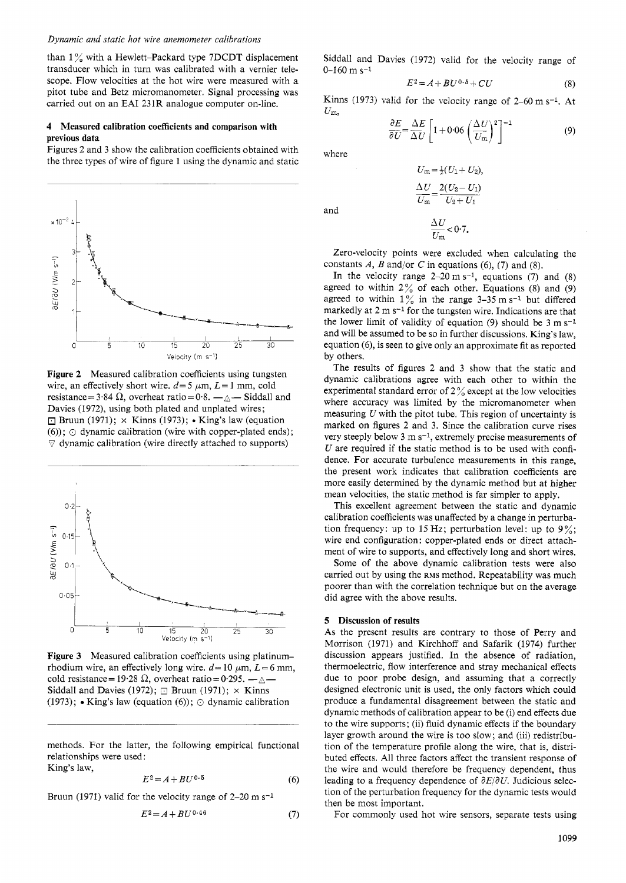than 1% with a Hewlett-Packard type 7DCDT displacement transducer which in turn was calibrated with a vernier telescope. Flow velocities at the hot wire were measured with a pitot tube and Betz micromanometer. Signal processing was carried out on an EAI 231R analogue computer on-line.

## 4 Measured calibration coefficients and comparison with previous data

Figures 2 and 3 show the calibration coefficients obtained with the three types of wire of figure 1 using the dynamic and static methods. For the latter, the following empirical functional relationships were used:

King's law,

$$E^2 = A + BU^{0.5} \tag{6}$$

Bruun (1971) valid for the velocity range of 2–20 m s$^{-1}$

$$E^2 = A + BU^{0.46} \tag{7}$$

Siddall and Davies (1972) valid for the velocity range of 0–160 m s$^{-1}$

$$E^2 = A + BU^{0.5} + CU \tag{8}$$

Kinns (1973) valid for the velocity range of 2–60 m s$^{-1}$. At $U_m$,

$$\frac{\partial E}{\partial U} = \frac{\Delta E}{\Delta U}\left[1 + 0.06\left(\frac{\Delta U}{U_m}\right)^2\right]^{-1} \tag{9}$$

where

$$U_m = \tfrac{1}{2}(U_1 + U_2),$$

$$\frac{\Delta U}{U_m} = \frac{2(U_2 - U_1)}{U_2 + U_1}$$

and

$$\frac{\Delta U}{U_m} < 0.7.$$

Zero-velocity points were excluded when calculating the constants $A$, $B$ and/or $C$ in equations (6), (7) and (8).

In the velocity range 2–20 m s$^{-1}$, equations (7) and (8) agreed to within 2% of each other. Equations (8) and (9) agreed to within 1% in the range 3–35 m s$^{-1}$ but differed markedly at 2 m s$^{-1}$ for the tungsten wire. Indications are that the lower limit of validity of equation (9) should be 3 m s$^{-1}$ and will be assumed to be so in further discussions. King's law, equation (6), is seen to give only an approximate fit as reported by others.

**Figure 2** Measured calibration coefficients using tungsten wire, an effectively short wire. $d = 5$ μm, $L = 1$ mm, cold resistance = 3·84 Ω, overheat ratio = 0·8. —△— Siddall and Davies (1972), using both plated and unplated wires; □ Bruun (1971); × Kinns (1973); • King's law (equation (6)); ⊙ dynamic calibration (wire with copper-plated ends); ▽ dynamic calibration (wire directly attached to supports)

**Figure 3** Measured calibration coefficients using platinum-rhodium wire, an effectively long wire. $d = 10$ μm, $L = 6$ mm, cold resistance = 19·28 Ω, overheat ratio = 0·295. —△— Siddall and Davies (1972); □ Bruun (1971); × Kinns (1973); • King's law (equation (6)); ⊙ dynamic calibration

The results of figures 2 and 3 show that the static and dynamic calibrations agree with each other to within the experimental standard error of 2% except at the low velocities where accuracy was limited by the micromanometer when measuring $U$ with the pitot tube. This region of uncertainty is marked on figures 2 and 3. Since the calibration curve rises very steeply below 3 m s$^{-1}$, extremely precise measurements of $U$ are required if the static method is to be used with confidence. For accurate turbulence measurements in this range, the present work indicates that calibration coefficients are more easily determined by the dynamic method but at higher mean velocities, the static method is far simpler to apply.

This excellent agreement between the static and dynamic calibration coefficients was unaffected by a change in perturbation frequency: up to 15 Hz; perturbation level: up to 9%; wire end configuration: copper-plated ends or direct attachment of wire to supports, and effectively long and short wires.

Some of the above dynamic calibration tests were also carried out by using the RMS method. Repeatability was much poorer than with the correlation technique but on the average did agree with the above results.

## 5 Discussion of results

As the present results are contrary to those of Perry and Morrison (1971) and Kirchhoff and Safarik (1974) further discussion appears justified. In the absence of radiation, thermoelectric, flow interference and stray mechanical effects due to poor probe design, and assuming that a correctly designed electronic unit is used, the only factors which could produce a fundamental disagreement between the static and dynamic methods of calibration appear to be (i) end effects due to the wire supports; (ii) fluid dynamic effects if the boundary layer growth around the wire is too slow; and (iii) redistribution of the temperature profile along the wire, that is, distributed effects. All three factors affect the transient response of the wire and would therefore be frequency dependent, thus leading to a frequency dependence of $\partial E/\partial U$. Judicious selection of the perturbation frequency for the dynamic tests would then be most important.

For commonly used hot wire sensors, separate tests using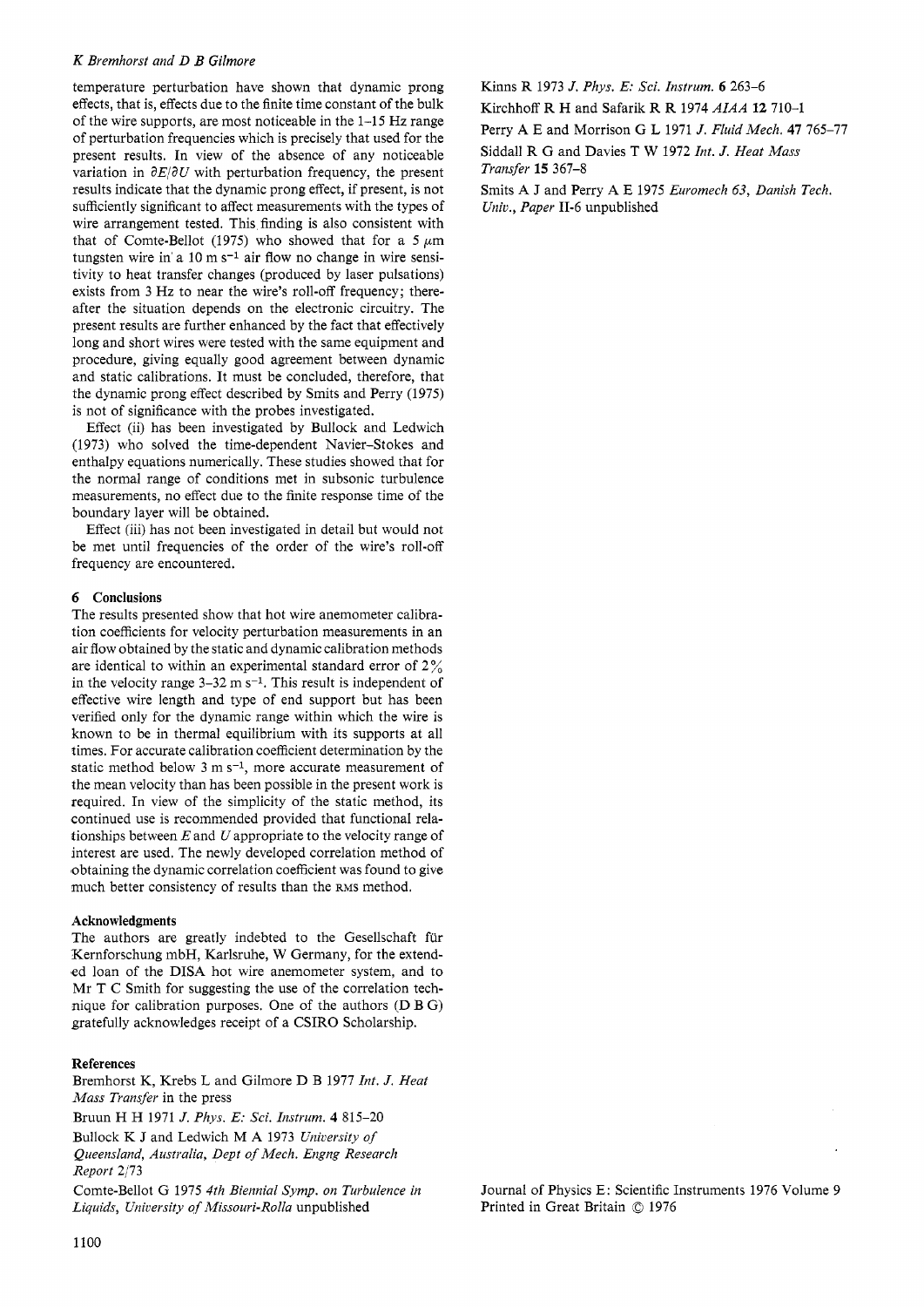temperature perturbation have shown that dynamic prong effects, that is, effects due to the finite time constant of the bulk of the wire supports, are most noticeable in the 1–15 Hz range of perturbation frequencies which is precisely that used for the present results. In view of the absence of any noticeable variation in $\partial E/\partial U$ with perturbation frequency, the present results indicate that the dynamic prong effect, if present, is not sufficiently significant to affect measurements with the types of wire arrangement tested. This finding is also consistent with that of Comte-Bellot (1975) who showed that for a 5 $\mu$m tungsten wire in a 10 m s$^{-1}$ air flow no change in wire sensitivity to heat transfer changes (produced by laser pulsations) exists from 3 Hz to near the wire's roll-off frequency; thereafter the situation depends on the electronic circuitry. The present results are further enhanced by the fact that effectively long and short wires were tested with the same equipment and procedure, giving equally good agreement between dynamic and static calibrations. It must be concluded, therefore, that the dynamic prong effect described by Smits and Perry (1975) is not of significance with the probes investigated.

Effect (ii) has been investigated by Bullock and Ledwich (1973) who solved the time-dependent Navier–Stokes and enthalpy equations numerically. These studies showed that for the normal range of conditions met in subsonic turbulence measurements, no effect due to the finite response time of the boundary layer will be obtained.

Effect (iii) has not been investigated in detail but would not be met until frequencies of the order of the wire's roll-off frequency are encountered.

## 6 Conclusions

The results presented show that hot wire anemometer calibration coefficients for velocity perturbation measurements in an air flow obtained by the static and dynamic calibration methods are identical to within an experimental standard error of 2% in the velocity range 3–32 m s$^{-1}$. This result is independent of effective wire length and type of end support but has been verified only for the dynamic range within which the wire is known to be in thermal equilibrium with its supports at all times. For accurate calibration coefficient determination by the static method below 3 m s$^{-1}$, more accurate measurement of the mean velocity than has been possible in the present work is required. In view of the simplicity of the static method, its continued use is recommended provided that functional relationships between $E$ and $U$ appropriate to the velocity range of interest are used. The newly developed correlation method of obtaining the dynamic correlation coefficient was found to give much better consistency of results than the RMS method.

### Acknowledgments

The authors are greatly indebted to the Gesellschaft für Kernforschung mbH, Karlsruhe, W Germany, for the extended loan of the DISA hot wire anemometer system, and to Mr T C Smith for suggesting the use of the correlation technique for calibration purposes. One of the authors (D B G) gratefully acknowledges receipt of a CSIRO Scholarship.

### References

Bremhorst K, Krebs L and Gilmore D B 1977 *Int. J. Heat Mass Transfer* in the press

Bruun H H 1971 *J. Phys. E: Sci. Instrum.* **4** 815–20

Bullock K J and Ledwich M A 1973 *University of Queensland, Australia, Dept of Mech. Engng Research Report* 2/73

Comte-Bellot G 1975 *4th Biennial Symp. on Turbulence in Liquids, University of Missouri-Rolla* unpublished

Kinns R 1973 *J. Phys. E: Sci. Instrum.* **6** 263–6

Kirchhoff R H and Safarik R R 1974 *AIAA* **12** 710–1

Perry A E and Morrison G L 1971 *J. Fluid Mech.* **47** 765–77

Siddall R G and Davies T W 1972 *Int. J. Heat Mass Transfer* **15** 367–8

Smits A J and Perry A E 1975 *Euromech 63, Danish Tech. Univ., Paper* II-6 unpublished